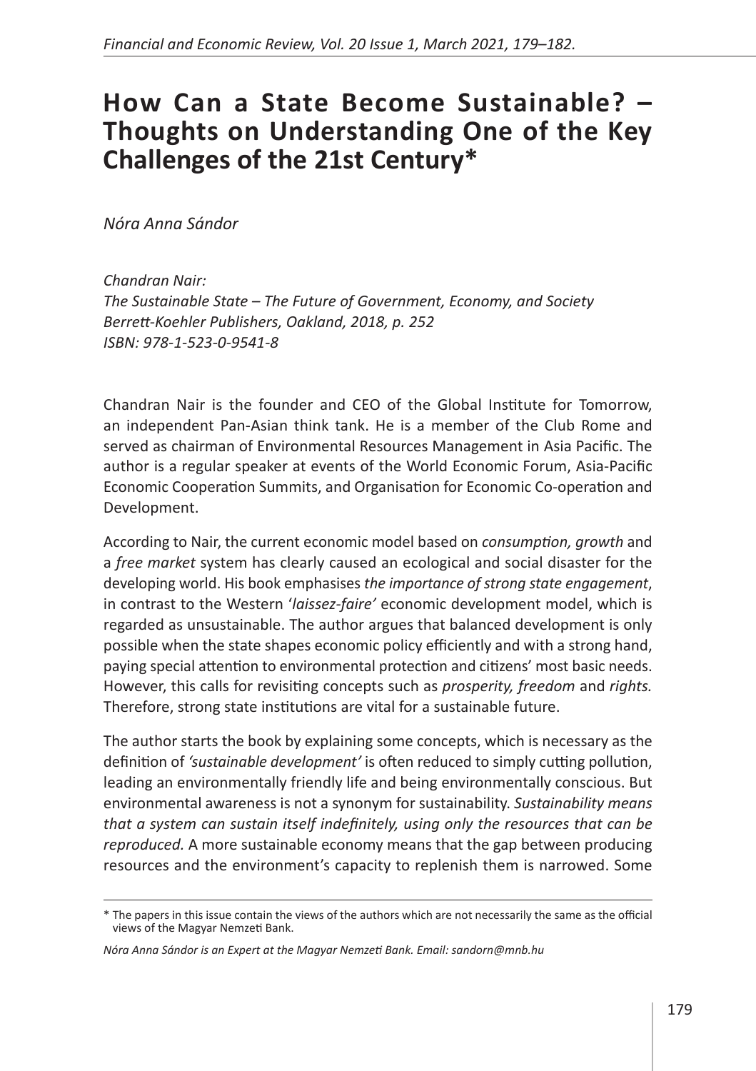# How Can a State Become Sustainable? – Thoughts on Understanding One of the Key Challenges of the 21st Century*

*Nóra Anna Sándor*

*Chandran Nair:*
*The Sustainable State – The Future of Government, Economy, and Society*
*Berrett-Koehler Publishers, Oakland, 2018, p. 252*
*ISBN: 978-1-523-0-9541-8*

Chandran Nair is the founder and CEO of the Global Institute for Tomorrow, an independent Pan-Asian think tank. He is a member of the Club Rome and served as chairman of Environmental Resources Management in Asia Pacific. The author is a regular speaker at events of the World Economic Forum, Asia-Pacific Economic Cooperation Summits, and Organisation for Economic Co-operation and Development.

According to Nair, the current economic model based on *consumption, growth* and a *free market* system has clearly caused an ecological and social disaster for the developing world. His book emphasises *the importance of strong state engagement*, in contrast to the Western '*laissez-faire'* economic development model, which is regarded as unsustainable. The author argues that balanced development is only possible when the state shapes economic policy efficiently and with a strong hand, paying special attention to environmental protection and citizens' most basic needs. However, this calls for revisiting concepts such as *prosperity, freedom* and *rights*. Therefore, strong state institutions are vital for a sustainable future.

The author starts the book by explaining some concepts, which is necessary as the definition of *'sustainable development'* is often reduced to simply cutting pollution, leading an environmentally friendly life and being environmentally conscious. But environmental awareness is not a synonym for sustainability. *Sustainability means that a system can sustain itself indefinitely, using only the resources that can be reproduced.* A more sustainable economy means that the gap between producing resources and the environment's capacity to replenish them is narrowed. Some

---

\* The papers in this issue contain the views of the authors which are not necessarily the same as the official views of the Magyar Nemzeti Bank.

*Nóra Anna Sándor is an Expert at the Magyar Nemzeti Bank. Email: sandorn@mnb.hu*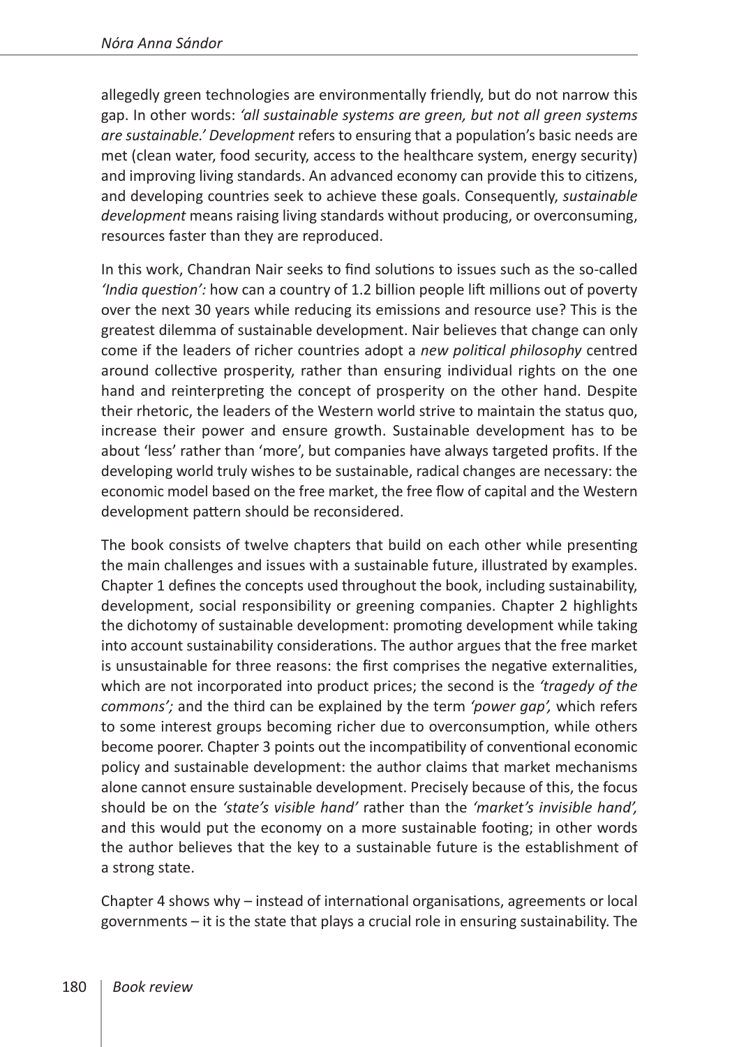allegedly green technologies are environmentally friendly, but do not narrow this gap. In other words: *'all sustainable systems are green, but not all green systems are sustainable.' Development* refers to ensuring that a population's basic needs are met (clean water, food security, access to the healthcare system, energy security) and improving living standards. An advanced economy can provide this to citizens, and developing countries seek to achieve these goals. Consequently, *sustainable development* means raising living standards without producing, or overconsuming, resources faster than they are reproduced.

In this work, Chandran Nair seeks to find solutions to issues such as the so-called *'India question':* how can a country of 1.2 billion people lift millions out of poverty over the next 30 years while reducing its emissions and resource use? This is the greatest dilemma of sustainable development. Nair believes that change can only come if the leaders of richer countries adopt a *new political philosophy* centred around collective prosperity, rather than ensuring individual rights on the one hand and reinterpreting the concept of prosperity on the other hand. Despite their rhetoric, the leaders of the Western world strive to maintain the status quo, increase their power and ensure growth. Sustainable development has to be about 'less' rather than 'more', but companies have always targeted profits. If the developing world truly wishes to be sustainable, radical changes are necessary: the economic model based on the free market, the free flow of capital and the Western development pattern should be reconsidered.

The book consists of twelve chapters that build on each other while presenting the main challenges and issues with a sustainable future, illustrated by examples. Chapter 1 defines the concepts used throughout the book, including sustainability, development, social responsibility or greening companies. Chapter 2 highlights the dichotomy of sustainable development: promoting development while taking into account sustainability considerations. The author argues that the free market is unsustainable for three reasons: the first comprises the negative externalities, which are not incorporated into product prices; the second is the *'tragedy of the commons';* and the third can be explained by the term *'power gap',* which refers to some interest groups becoming richer due to overconsumption, while others become poorer. Chapter 3 points out the incompatibility of conventional economic policy and sustainable development: the author claims that market mechanisms alone cannot ensure sustainable development. Precisely because of this, the focus should be on the *'state's visible hand'* rather than the *'market's invisible hand',* and this would put the economy on a more sustainable footing; in other words the author believes that the key to a sustainable future is the establishment of a strong state.

Chapter 4 shows why – instead of international organisations, agreements or local governments – it is the state that plays a crucial role in ensuring sustainability. The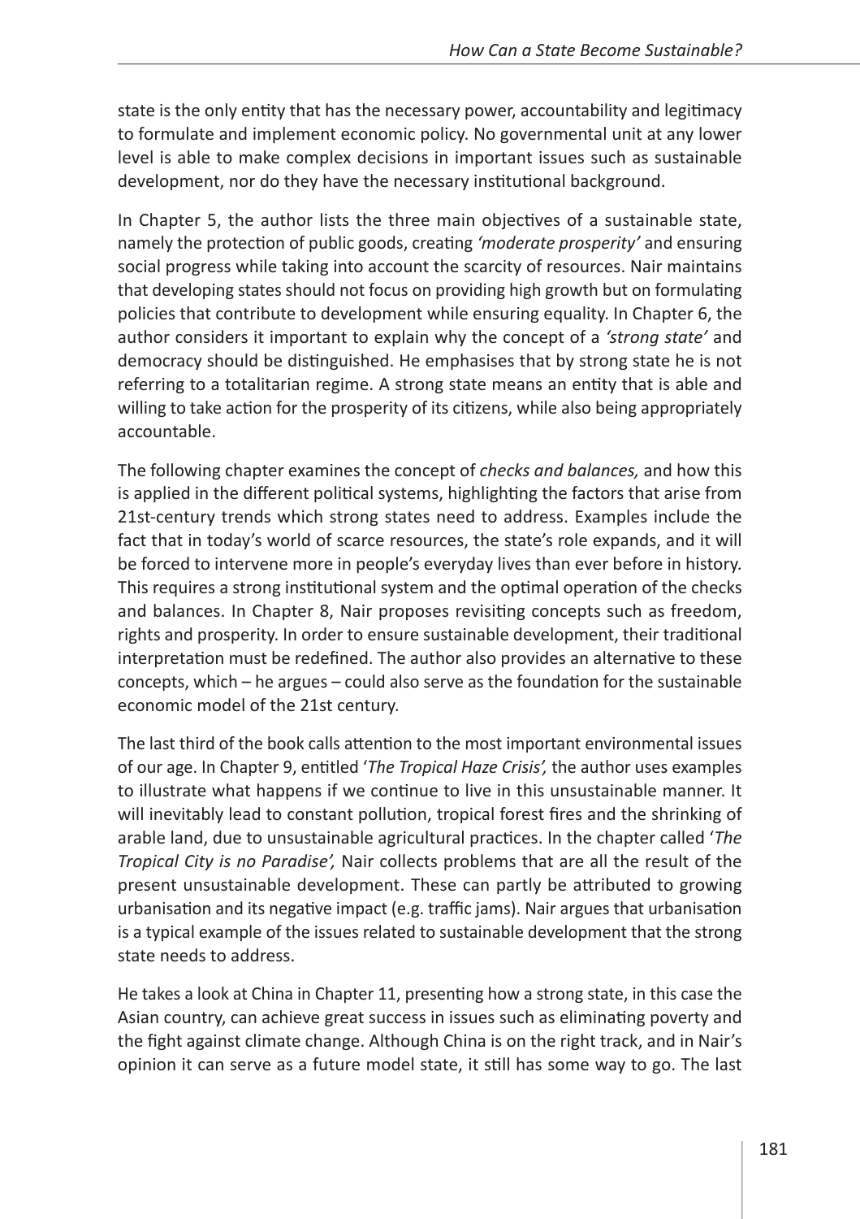state is the only entity that has the necessary power, accountability and legitimacy to formulate and implement economic policy. No governmental unit at any lower level is able to make complex decisions in important issues such as sustainable development, nor do they have the necessary institutional background.

In Chapter 5, the author lists the three main objectives of a sustainable state, namely the protection of public goods, creating *'moderate prosperity'* and ensuring social progress while taking into account the scarcity of resources. Nair maintains that developing states should not focus on providing high growth but on formulating policies that contribute to development while ensuring equality. In Chapter 6, the author considers it important to explain why the concept of a *'strong state'* and democracy should be distinguished. He emphasises that by strong state he is not referring to a totalitarian regime. A strong state means an entity that is able and willing to take action for the prosperity of its citizens, while also being appropriately accountable.

The following chapter examines the concept of *checks and balances,* and how this is applied in the different political systems, highlighting the factors that arise from 21st-century trends which strong states need to address. Examples include the fact that in today's world of scarce resources, the state's role expands, and it will be forced to intervene more in people's everyday lives than ever before in history. This requires a strong institutional system and the optimal operation of the checks and balances. In Chapter 8, Nair proposes revisiting concepts such as freedom, rights and prosperity. In order to ensure sustainable development, their traditional interpretation must be redefined. The author also provides an alternative to these concepts, which – he argues – could also serve as the foundation for the sustainable economic model of the 21st century.

The last third of the book calls attention to the most important environmental issues of our age. In Chapter 9, entitled '*The Tropical Haze Crisis',* the author uses examples to illustrate what happens if we continue to live in this unsustainable manner. It will inevitably lead to constant pollution, tropical forest fires and the shrinking of arable land, due to unsustainable agricultural practices. In the chapter called '*The Tropical City is no Paradise',* Nair collects problems that are all the result of the present unsustainable development. These can partly be attributed to growing urbanisation and its negative impact (e.g. traffic jams). Nair argues that urbanisation is a typical example of the issues related to sustainable development that the strong state needs to address.

He takes a look at China in Chapter 11, presenting how a strong state, in this case the Asian country, can achieve great success in issues such as eliminating poverty and the fight against climate change. Although China is on the right track, and in Nair's opinion it can serve as a future model state, it still has some way to go. The last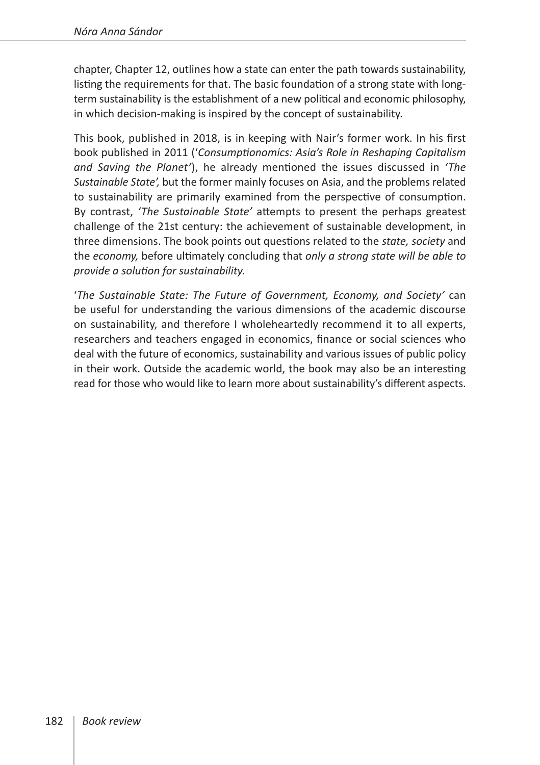chapter, Chapter 12, outlines how a state can enter the path towards sustainability, listing the requirements for that. The basic foundation of a strong state with long-term sustainability is the establishment of a new political and economic philosophy, in which decision-making is inspired by the concept of sustainability.

This book, published in 2018, is in keeping with Nair's former work. In his first book published in 2011 (*'Consumptionomics: Asia's Role in Reshaping Capitalism and Saving the Planet'*), he already mentioned the issues discussed in *'The Sustainable State',* but the former mainly focuses on Asia, and the problems related to sustainability are primarily examined from the perspective of consumption. By contrast, *'The Sustainable State'* attempts to present the perhaps greatest challenge of the 21st century: the achievement of sustainable development, in three dimensions. The book points out questions related to the *state, society* and the *economy,* before ultimately concluding that *only a strong state will be able to provide a solution for sustainability.*

'*The Sustainable State: The Future of Government, Economy, and Society'* can be useful for understanding the various dimensions of the academic discourse on sustainability, and therefore I wholeheartedly recommend it to all experts, researchers and teachers engaged in economics, finance or social sciences who deal with the future of economics, sustainability and various issues of public policy in their work. Outside the academic world, the book may also be an interesting read for those who would like to learn more about sustainability's different aspects.